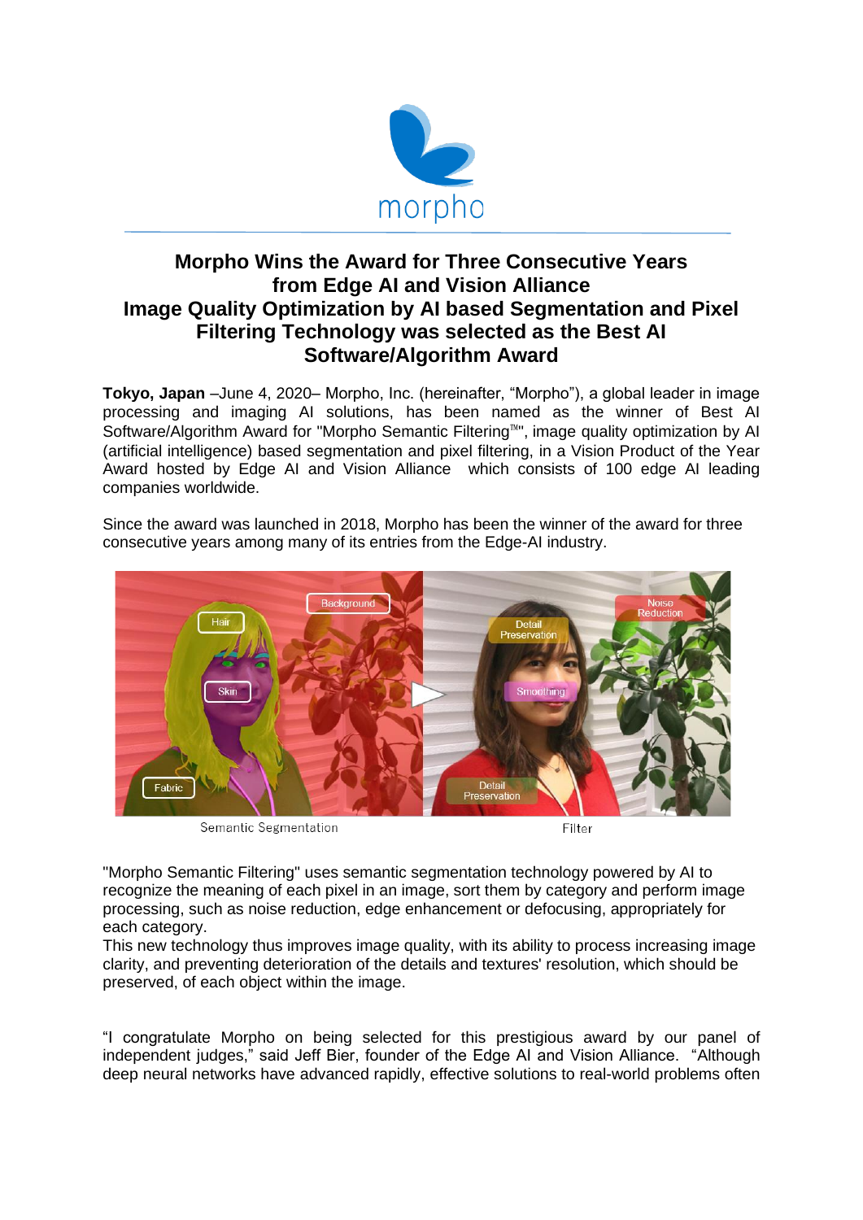# Morpho Wins the Award for Three Consecutive Years from Edge AI and Vision Alliance Image Quality Optimization by AI based Segmentation and Pixel Filtering Technology was selected as the Best AI Software/Algorithm Award

**Tokyo, Japan** –June 4, 2020– Morpho, Inc. (hereinafter, "Morpho"), a global leader in image processing and imaging AI solutions, has been named as the winner of Best AI Software/Algorithm Award for "Morpho Semantic Filtering™", image quality optimization by AI (artificial intelligence) based segmentation and pixel filtering, in a Vision Product of the Year Award hosted by Edge AI and Vision Alliance which consists of 100 edge AI leading companies worldwide.

Since the award was launched in 2018, Morpho has been the winner of the award for three consecutive years among many of its entries from the Edge-AI industry.

Semantic Segmentation    Filter

"Morpho Semantic Filtering" uses semantic segmentation technology powered by AI to recognize the meaning of each pixel in an image, sort them by category and perform image processing, such as noise reduction, edge enhancement or defocusing, appropriately for each category.

This new technology thus improves image quality, with its ability to process increasing image clarity, and preventing deterioration of the details and textures' resolution, which should be preserved, of each object within the image.

"I congratulate Morpho on being selected for this prestigious award by our panel of independent judges," said Jeff Bier, founder of the Edge AI and Vision Alliance. "Although deep neural networks have advanced rapidly, effective solutions to real-world problems often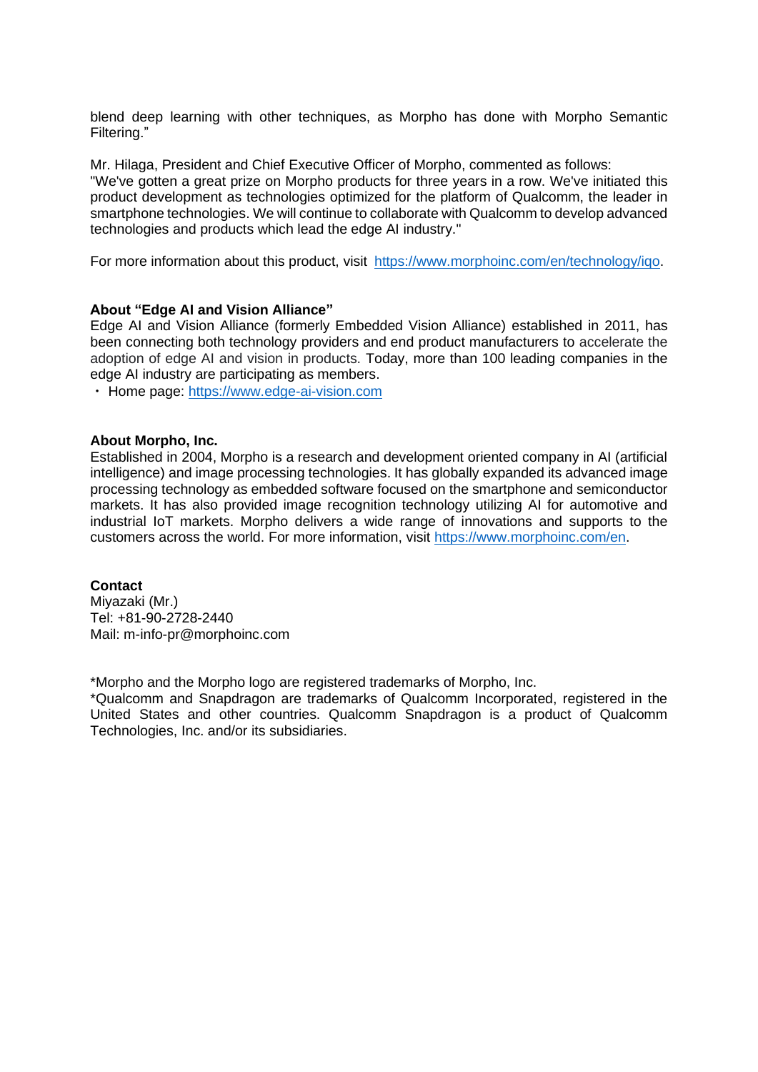blend deep learning with other techniques, as Morpho has done with Morpho Semantic Filtering."

Mr. Hilaga, President and Chief Executive Officer of Morpho, commented as follows:
"We've gotten a great prize on Morpho products for three years in a row. We've initiated this product development as technologies optimized for the platform of Qualcomm, the leader in smartphone technologies. We will continue to collaborate with Qualcomm to develop advanced technologies and products which lead the edge AI industry."

For more information about this product, visit https://www.morphoinc.com/en/technology/iqo.

**About "Edge AI and Vision Alliance"**
Edge AI and Vision Alliance (formerly Embedded Vision Alliance) established in 2011, has been connecting both technology providers and end product manufacturers to accelerate the adoption of edge AI and vision in products. Today, more than 100 leading companies in the edge AI industry are participating as members.
・ Home page: https://www.edge-ai-vision.com

**About Morpho, Inc.**
Established in 2004, Morpho is a research and development oriented company in AI (artificial intelligence) and image processing technologies. It has globally expanded its advanced image processing technology as embedded software focused on the smartphone and semiconductor markets. It has also provided image recognition technology utilizing AI for automotive and industrial IoT markets. Morpho delivers a wide range of innovations and supports to the customers across the world. For more information, visit https://www.morphoinc.com/en.

**Contact**
Miyazaki (Mr.)
Tel: +81-90-2728-2440
Mail: m-info-pr@morphoinc.com

*Morpho and the Morpho logo are registered trademarks of Morpho, Inc.
*Qualcomm and Snapdragon are trademarks of Qualcomm Incorporated, registered in the United States and other countries. Qualcomm Snapdragon is a product of Qualcomm Technologies, Inc. and/or its subsidiaries.